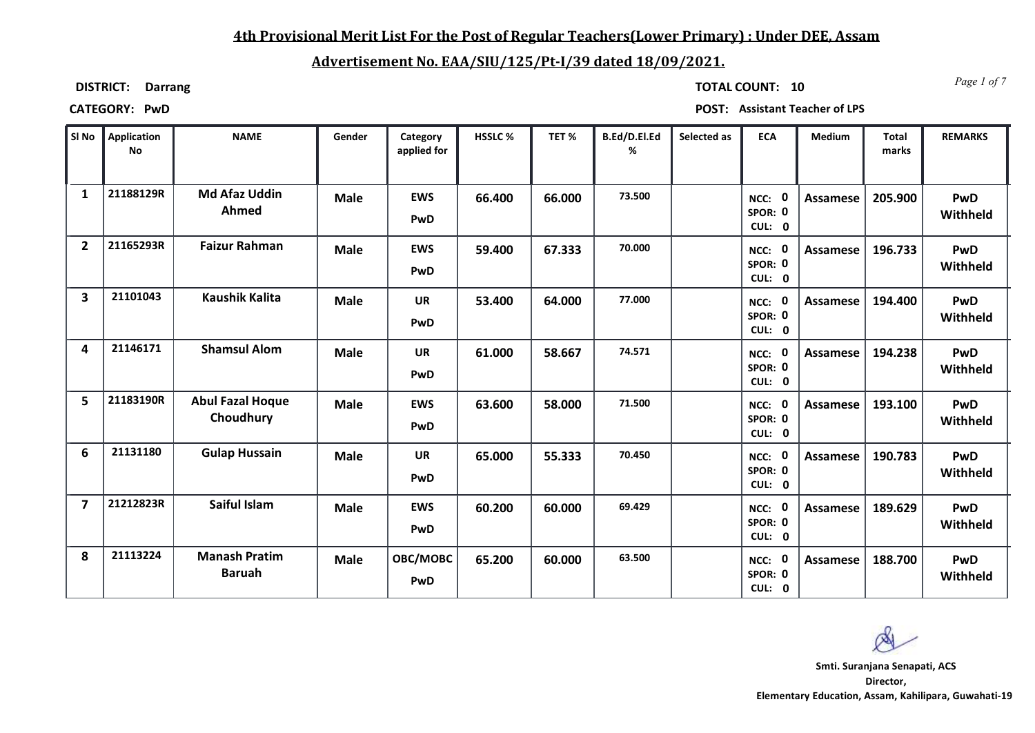# 4th Provisional Merit List For the Post of Regular Teachers(Lower Primary) : Under DEE, Assam

## Advertisement No. EAA/SIU/125/Pt-I/39 dated 18/09/2021.

**DISTRICT:** Darrang

**TOTAL COUNT:** 10

**CATEGORY:** PwD

**POST:** Assistant Teacher of LPS

| Sl No | Application No | NAME | Gender | Category applied for | HSSLC % | TET % | B.Ed/D.El.Ed % | Selected as | ECA | Medium | Total marks | REMARKS |
|---|---|---|---|---|---|---|---|---|---|---|---|---|
| 1 | 21188129R | Md Afaz Uddin Ahmed | Male | EWS PwD | 66.400 | 66.000 | 73.500 | | NCC: 0 SPOR: 0 CUL: 0 | Assamese | 205.900 | PwD Withheld |
| 2 | 21165293R | Faizur Rahman | Male | EWS PwD | 59.400 | 67.333 | 70.000 | | NCC: 0 SPOR: 0 CUL: 0 | Assamese | 196.733 | PwD Withheld |
| 3 | 21101043 | Kaushik Kalita | Male | UR PwD | 53.400 | 64.000 | 77.000 | | NCC: 0 SPOR: 0 CUL: 0 | Assamese | 194.400 | PwD Withheld |
| 4 | 21146171 | Shamsul Alom | Male | UR PwD | 61.000 | 58.667 | 74.571 | | NCC: 0 SPOR: 0 CUL: 0 | Assamese | 194.238 | PwD Withheld |
| 5 | 21183190R | Abul Fazal Hoque Choudhury | Male | EWS PwD | 63.600 | 58.000 | 71.500 | | NCC: 0 SPOR: 0 CUL: 0 | Assamese | 193.100 | PwD Withheld |
| 6 | 21131180 | Gulap Hussain | Male | UR PwD | 65.000 | 55.333 | 70.450 | | NCC: 0 SPOR: 0 CUL: 0 | Assamese | 190.783 | PwD Withheld |
| 7 | 21212823R | Saiful Islam | Male | EWS PwD | 60.200 | 60.000 | 69.429 | | NCC: 0 SPOR: 0 CUL: 0 | Assamese | 189.629 | PwD Withheld |
| 8 | 21113224 | Manash Pratim Baruah | Male | OBC/MOBC PwD | 65.200 | 60.000 | 63.500 | | NCC: 0 SPOR: 0 CUL: 0 | Assamese | 188.700 | PwD Withheld |

**Smti. Suranjana Senapati, ACS**
**Director,**
**Elementary Education, Assam, Kahilipara, Guwahati-19**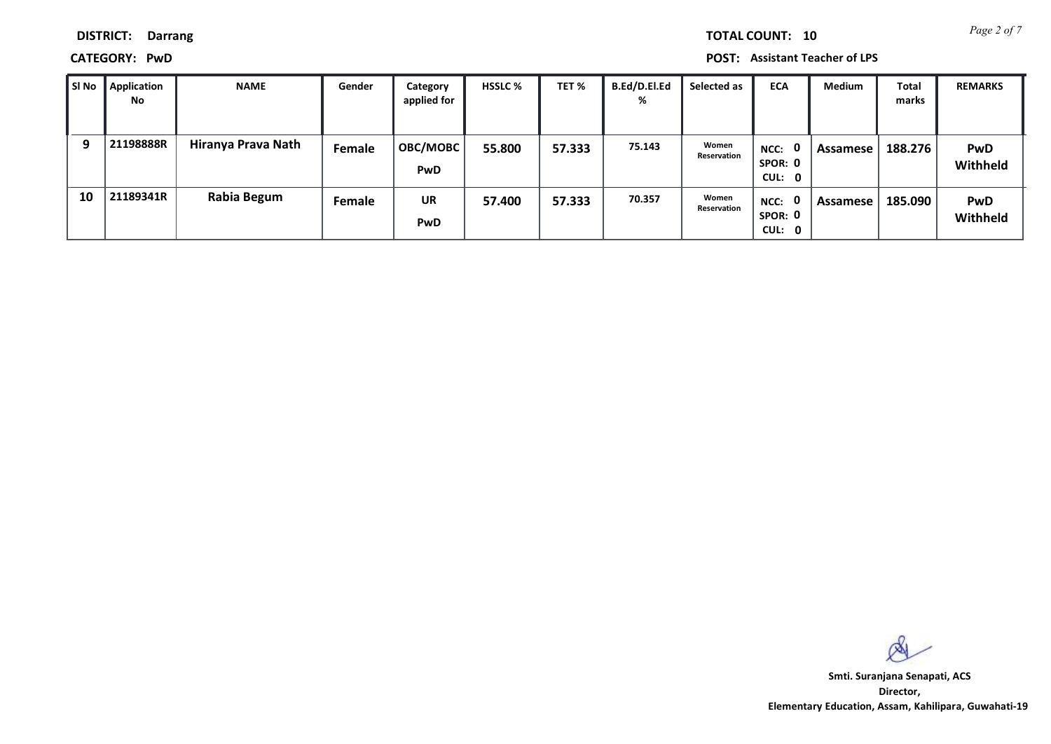**DISTRICT:** Darrang

**TOTAL COUNT:** 10

**CATEGORY:** PwD

**POST:** Assistant Teacher of LPS

| Sl No | Application No | NAME | Gender | Category applied for | HSSLC % | TET % | B.Ed/D.El.Ed % | Selected as | ECA | Medium | Total marks | REMARKS |
|---|---|---|---|---|---|---|---|---|---|---|---|---|
| 9 | 21198888R | Hiranya Prava Nath | Female | OBC/MOBC PwD | 55.800 | 57.333 | 75.143 | Women Reservation | NCC: 0 SPOR: 0 CUL: 0 | Assamese | 188.276 | PwD Withheld |
| 10 | 21189341R | Rabia Begum | Female | UR PwD | 57.400 | 57.333 | 70.357 | Women Reservation | NCC: 0 SPOR: 0 CUL: 0 | Assamese | 185.090 | PwD Withheld |

**Smti. Suranjana Senapati, ACS**
**Director,**
**Elementary Education, Assam, Kahilipara, Guwahati-19**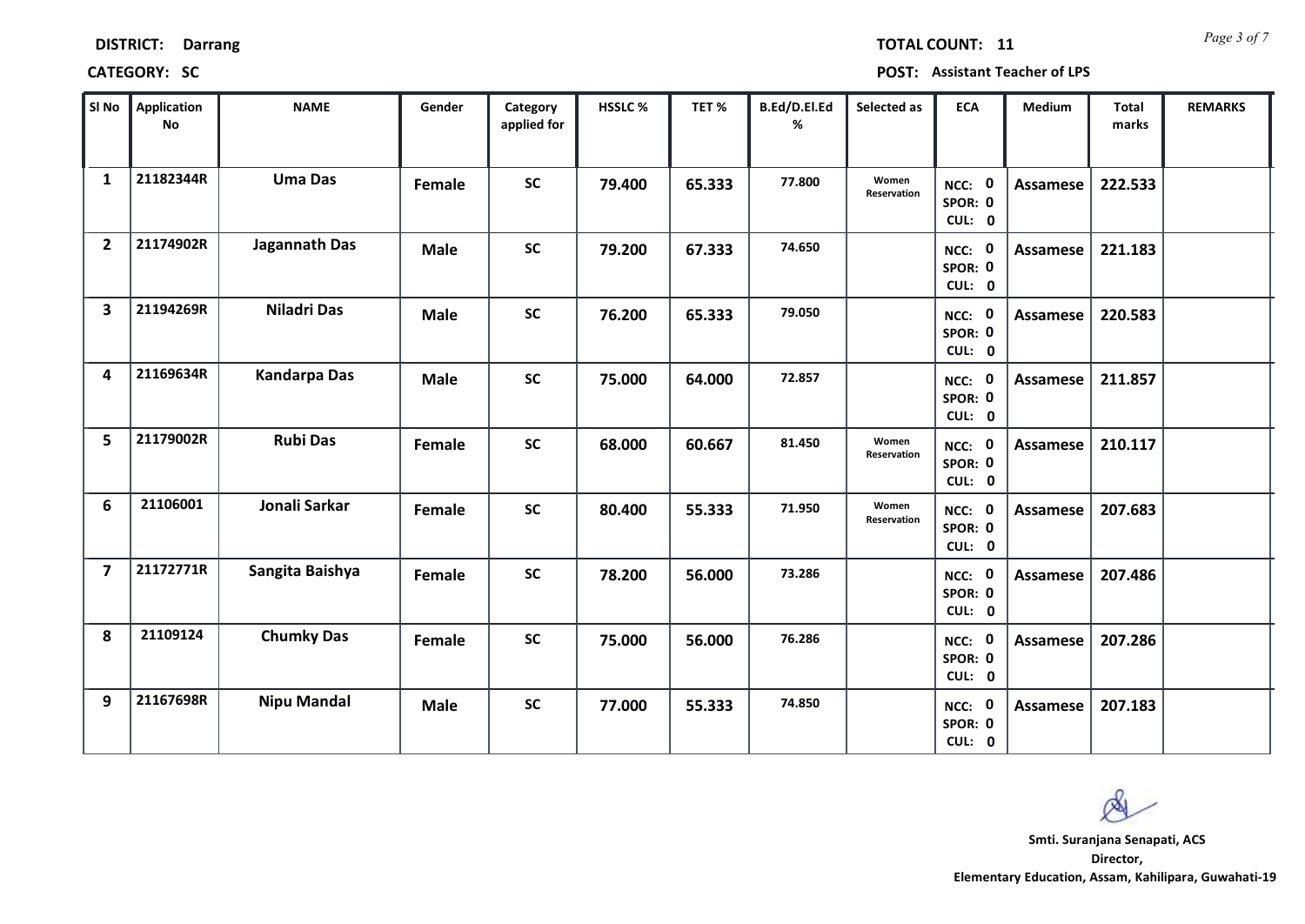**DISTRICT:** Darrang

**TOTAL COUNT:** 11

**CATEGORY:** SC

**POST:** Assistant Teacher of LPS

| Sl No | Application No | NAME | Gender | Category applied for | HSSLC % | TET % | B.Ed/D.El.Ed % | Selected as | ECA | Medium | Total marks | REMARKS |
|---|---|---|---|---|---|---|---|---|---|---|---|---|
| 1 | 21182344R | Uma Das | Female | SC | 79.400 | 65.333 | 77.800 | Women Reservation | NCC: 0 SPOR: 0 CUL: 0 | Assamese | 222.533 | |
| 2 | 21174902R | Jagannath Das | Male | SC | 79.200 | 67.333 | 74.650 | | NCC: 0 SPOR: 0 CUL: 0 | Assamese | 221.183 | |
| 3 | 21194269R | Niladri Das | Male | SC | 76.200 | 65.333 | 79.050 | | NCC: 0 SPOR: 0 CUL: 0 | Assamese | 220.583 | |
| 4 | 21169634R | Kandarpa Das | Male | SC | 75.000 | 64.000 | 72.857 | | NCC: 0 SPOR: 0 CUL: 0 | Assamese | 211.857 | |
| 5 | 21179002R | Rubi Das | Female | SC | 68.000 | 60.667 | 81.450 | Women Reservation | NCC: 0 SPOR: 0 CUL: 0 | Assamese | 210.117 | |
| 6 | 21106001 | Jonali Sarkar | Female | SC | 80.400 | 55.333 | 71.950 | Women Reservation | NCC: 0 SPOR: 0 CUL: 0 | Assamese | 207.683 | |
| 7 | 21172771R | Sangita Baishya | Female | SC | 78.200 | 56.000 | 73.286 | | NCC: 0 SPOR: 0 CUL: 0 | Assamese | 207.486 | |
| 8 | 21109124 | Chumky Das | Female | SC | 75.000 | 56.000 | 76.286 | | NCC: 0 SPOR: 0 CUL: 0 | Assamese | 207.286 | |
| 9 | 21167698R | Nipu Mandal | Male | SC | 77.000 | 55.333 | 74.850 | | NCC: 0 SPOR: 0 CUL: 0 | Assamese | 207.183 | |

**Smti. Suranjana Senapati, ACS**
**Director,**
**Elementary Education, Assam, Kahilipara, Guwahati-19**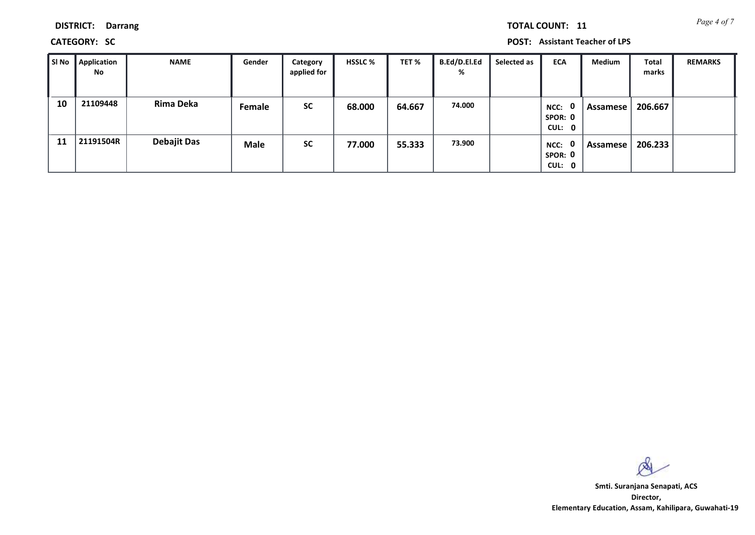**DISTRICT:** Darrang

**TOTAL COUNT:** 11

**CATEGORY:** SC

**POST:** Assistant Teacher of LPS

| Sl No | Application No | NAME | Gender | Category applied for | HSSLC % | TET % | B.Ed/D.El.Ed % | Selected as | ECA | Medium | Total marks | REMARKS |
|---|---|---|---|---|---|---|---|---|---|---|---|---|
| 10 | 21109448 | Rima Deka | Female | SC | 68.000 | 64.667 | 74.000 | | NCC: 0 SPOR: 0 CUL: 0 | Assamese | 206.667 | |
| 11 | 21191504R | Debajit Das | Male | SC | 77.000 | 55.333 | 73.900 | | NCC: 0 SPOR: 0 CUL: 0 | Assamese | 206.233 | |

**Smti. Suranjana Senapati, ACS**
**Director,**
**Elementary Education, Assam, Kahilipara, Guwahati-19**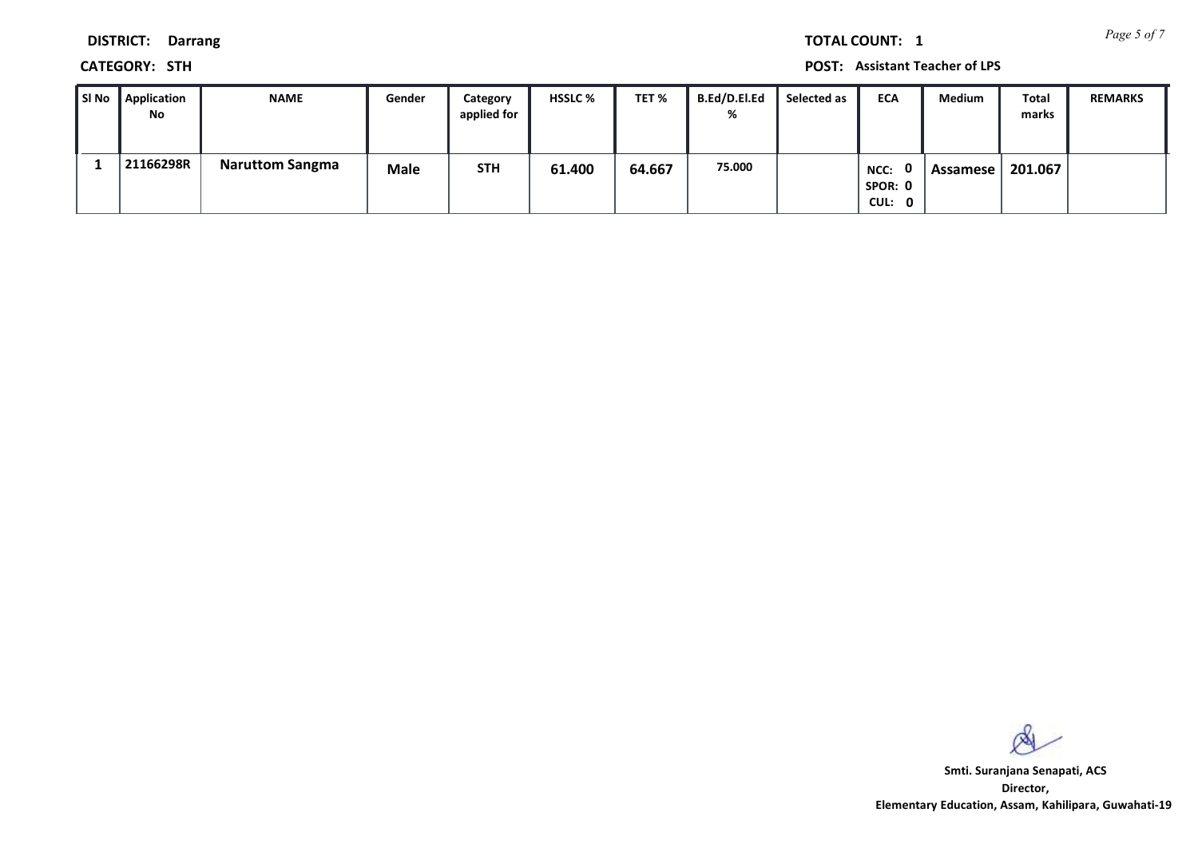**DISTRICT:** Darrang

**CATEGORY:** STH

**TOTAL COUNT:** 1

**POST:** Assistant Teacher of LPS

| Sl No | Application No | NAME | Gender | Category applied for | HSSLC % | TET % | B.Ed/D.El.Ed % | Selected as | ECA | Medium | Total marks | REMARKS |
|---|---|---|---|---|---|---|---|---|---|---|---|---|
| 1 | 21166298R | Naruttom Sangma | Male | STH | 61.400 | 64.667 | 75.000 | | NCC: 0 SPOR: 0 CUL: 0 | Assamese | 201.067 | |

**Smti. Suranjana Senapati, ACS**
**Director,**
**Elementary Education, Assam, Kahilipara, Guwahati-19**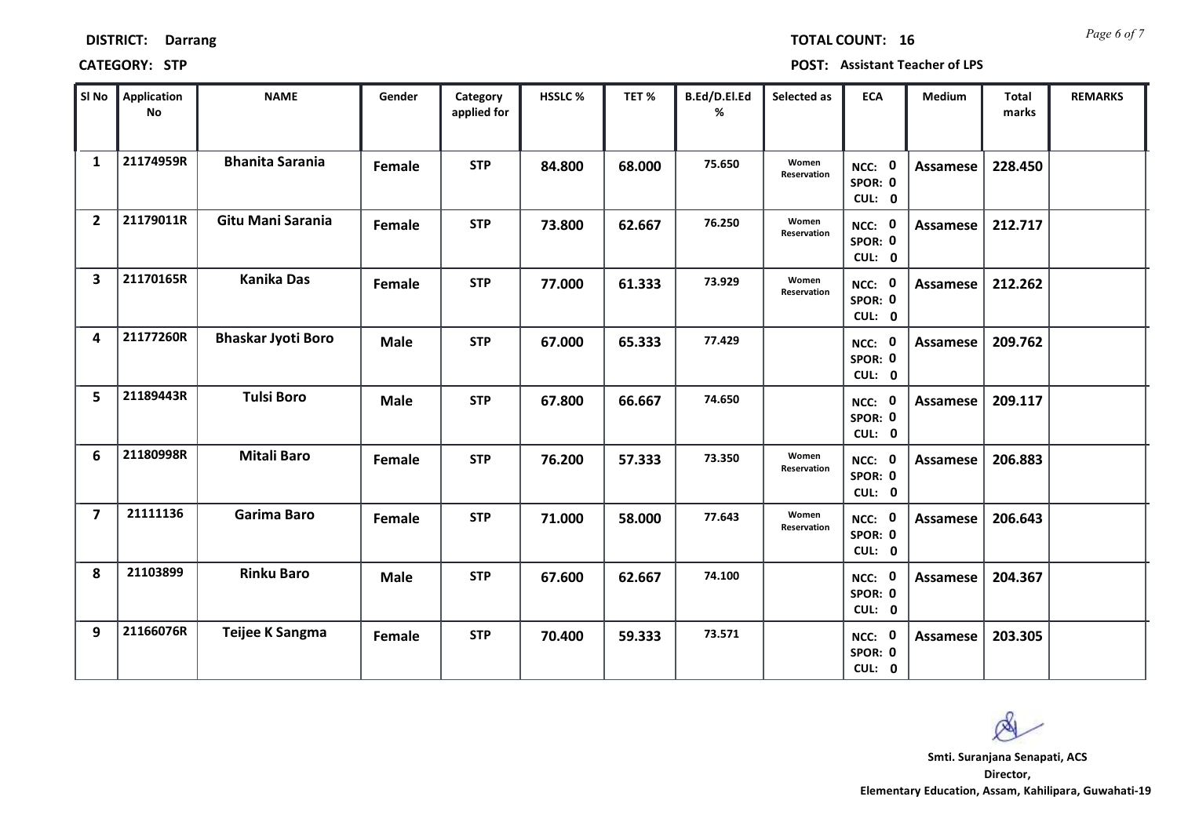**DISTRICT:** Darrang **TOTAL COUNT:** 16

**CATEGORY:** STP **POST:** Assistant Teacher of LPS

| Sl No | Application No | NAME | Gender | Category applied for | HSSLC % | TET % | B.Ed/D.El.Ed % | Selected as | ECA | Medium | Total marks | REMARKS |
|---|---|---|---|---|---|---|---|---|---|---|---|---|
| 1 | 21174959R | Bhanita Sarania | Female | STP | 84.800 | 68.000 | 75.650 | Women Reservation | NCC: 0 SPOR: 0 CUL: 0 | Assamese | 228.450 | |
| 2 | 21179011R | Gitu Mani Sarania | Female | STP | 73.800 | 62.667 | 76.250 | Women Reservation | NCC: 0 SPOR: 0 CUL: 0 | Assamese | 212.717 | |
| 3 | 21170165R | Kanika Das | Female | STP | 77.000 | 61.333 | 73.929 | Women Reservation | NCC: 0 SPOR: 0 CUL: 0 | Assamese | 212.262 | |
| 4 | 21177260R | Bhaskar Jyoti Boro | Male | STP | 67.000 | 65.333 | 77.429 | | NCC: 0 SPOR: 0 CUL: 0 | Assamese | 209.762 | |
| 5 | 21189443R | Tulsi Boro | Male | STP | 67.800 | 66.667 | 74.650 | | NCC: 0 SPOR: 0 CUL: 0 | Assamese | 209.117 | |
| 6 | 21180998R | Mitali Baro | Female | STP | 76.200 | 57.333 | 73.350 | Women Reservation | NCC: 0 SPOR: 0 CUL: 0 | Assamese | 206.883 | |
| 7 | 21111136 | Garima Baro | Female | STP | 71.000 | 58.000 | 77.643 | Women Reservation | NCC: 0 SPOR: 0 CUL: 0 | Assamese | 206.643 | |
| 8 | 21103899 | Rinku Baro | Male | STP | 67.600 | 62.667 | 74.100 | | NCC: 0 SPOR: 0 CUL: 0 | Assamese | 204.367 | |
| 9 | 21166076R | Teijee K Sangma | Female | STP | 70.400 | 59.333 | 73.571 | | NCC: 0 SPOR: 0 CUL: 0 | Assamese | 203.305 | |

**Smti. Suranjana Senapati, ACS**
**Director,**
**Elementary Education, Assam, Kahilipara, Guwahati-19**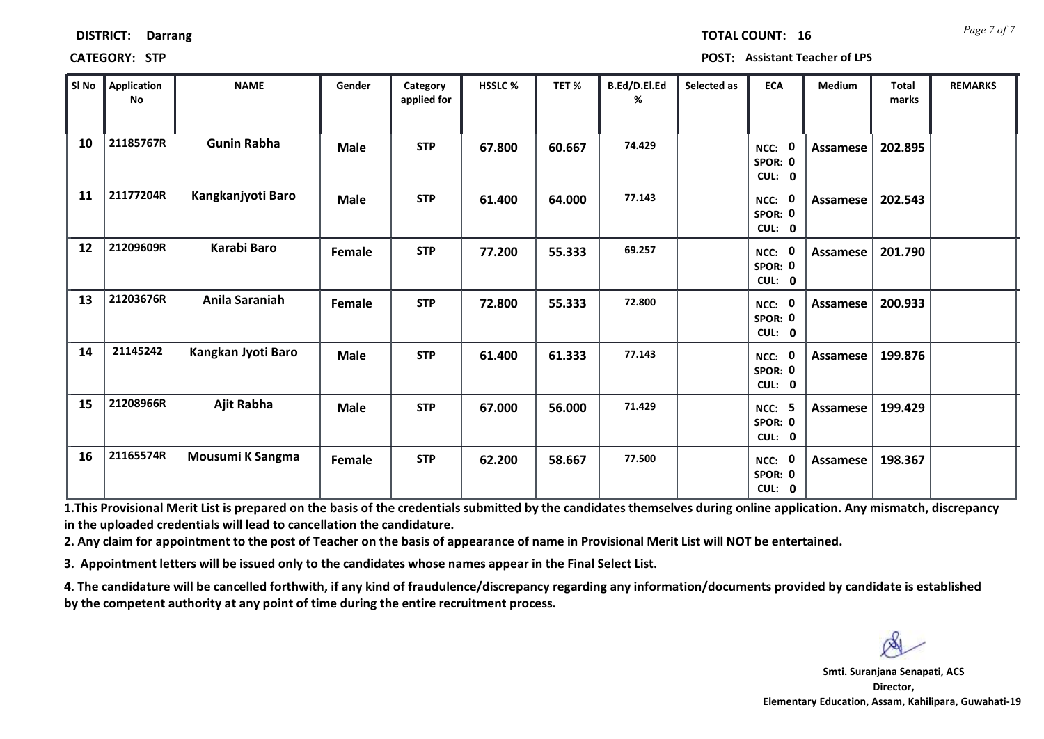**DISTRICT:** Darrang **TOTAL COUNT:** 16

**CATEGORY:** STP **POST:** Assistant Teacher of LPS

| Sl No | Application No | NAME | Gender | Category applied for | HSSLC % | TET % | B.Ed/D.El.Ed % | Selected as | ECA | Medium | Total marks | REMARKS |
|---|---|---|---|---|---|---|---|---|---|---|---|---|
| 10 | 21185767R | Gunin Rabha | Male | STP | 67.800 | 60.667 | 74.429 | | NCC: 0 SPOR: 0 CUL: 0 | Assamese | 202.895 | |
| 11 | 21177204R | Kangkanjyoti Baro | Male | STP | 61.400 | 64.000 | 77.143 | | NCC: 0 SPOR: 0 CUL: 0 | Assamese | 202.543 | |
| 12 | 21209609R | Karabi Baro | Female | STP | 77.200 | 55.333 | 69.257 | | NCC: 0 SPOR: 0 CUL: 0 | Assamese | 201.790 | |
| 13 | 21203676R | Anila Saraniah | Female | STP | 72.800 | 55.333 | 72.800 | | NCC: 0 SPOR: 0 CUL: 0 | Assamese | 200.933 | |
| 14 | 21145242 | Kangkan Jyoti Baro | Male | STP | 61.400 | 61.333 | 77.143 | | NCC: 0 SPOR: 0 CUL: 0 | Assamese | 199.876 | |
| 15 | 21208966R | Ajit Rabha | Male | STP | 67.000 | 56.000 | 71.429 | | NCC: 5 SPOR: 0 CUL: 0 | Assamese | 199.429 | |
| 16 | 21165574R | Mousumi K Sangma | Female | STP | 62.200 | 58.667 | 77.500 | | NCC: 0 SPOR: 0 CUL: 0 | Assamese | 198.367 | |

**1.This Provisional Merit List is prepared on the basis of the credentials submitted by the candidates themselves during online application. Any mismatch, discrepancy in the uploaded credentials will lead to cancellation the candidature.**

**2. Any claim for appointment to the post of Teacher on the basis of appearance of name in Provisional Merit List will NOT be entertained.**

**3. Appointment letters will be issued only to the candidates whose names appear in the Final Select List.**

**4. The candidature will be cancelled forthwith, if any kind of fraudulence/discrepancy regarding any information/documents provided by candidate is established by the competent authority at any point of time during the entire recruitment process.**

**Smti. Suranjana Senapati, ACS**
**Director,**
**Elementary Education, Assam, Kahilipara, Guwahati-19**